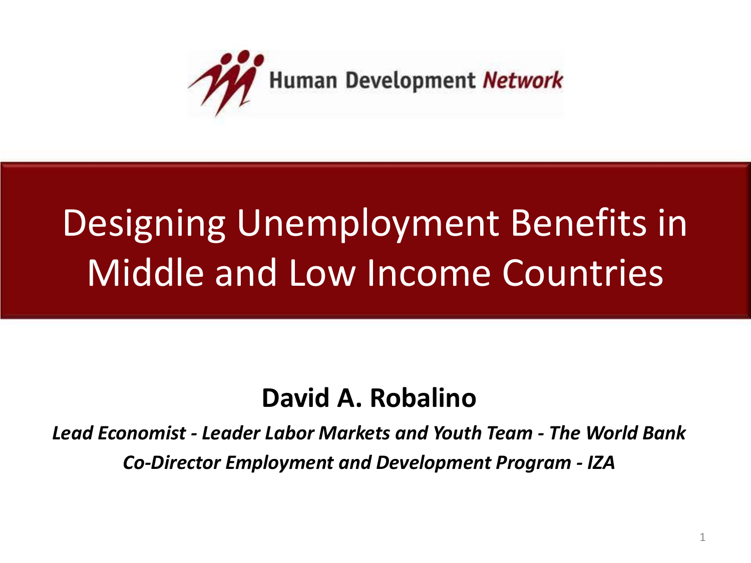Human Development Network

# Designing Unemployment Benefits in Middle and Low Income Countries

**David A. Robalino**

***Lead Economist - Leader Labor Markets and Youth Team - The World Bank***

***Co-Director Employment and Development Program - IZA***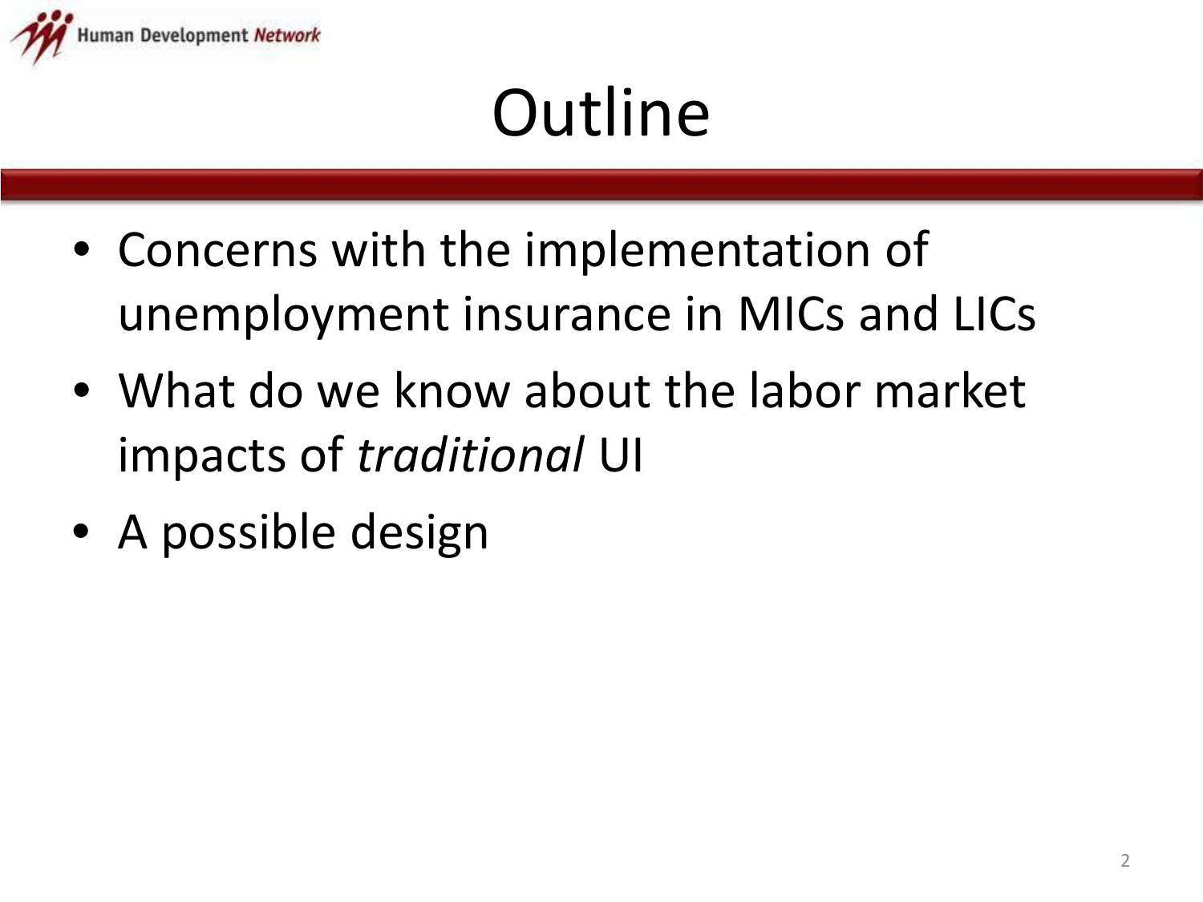# Outline

- Concerns with the implementation of unemployment insurance in MICs and LICs
- What do we know about the labor market impacts of *traditional* UI
- A possible design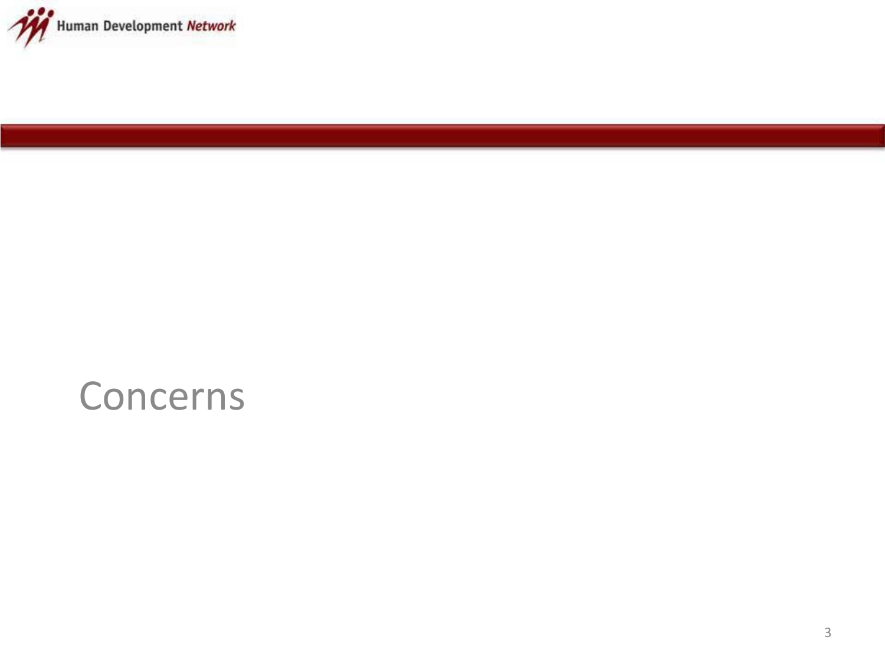# Concerns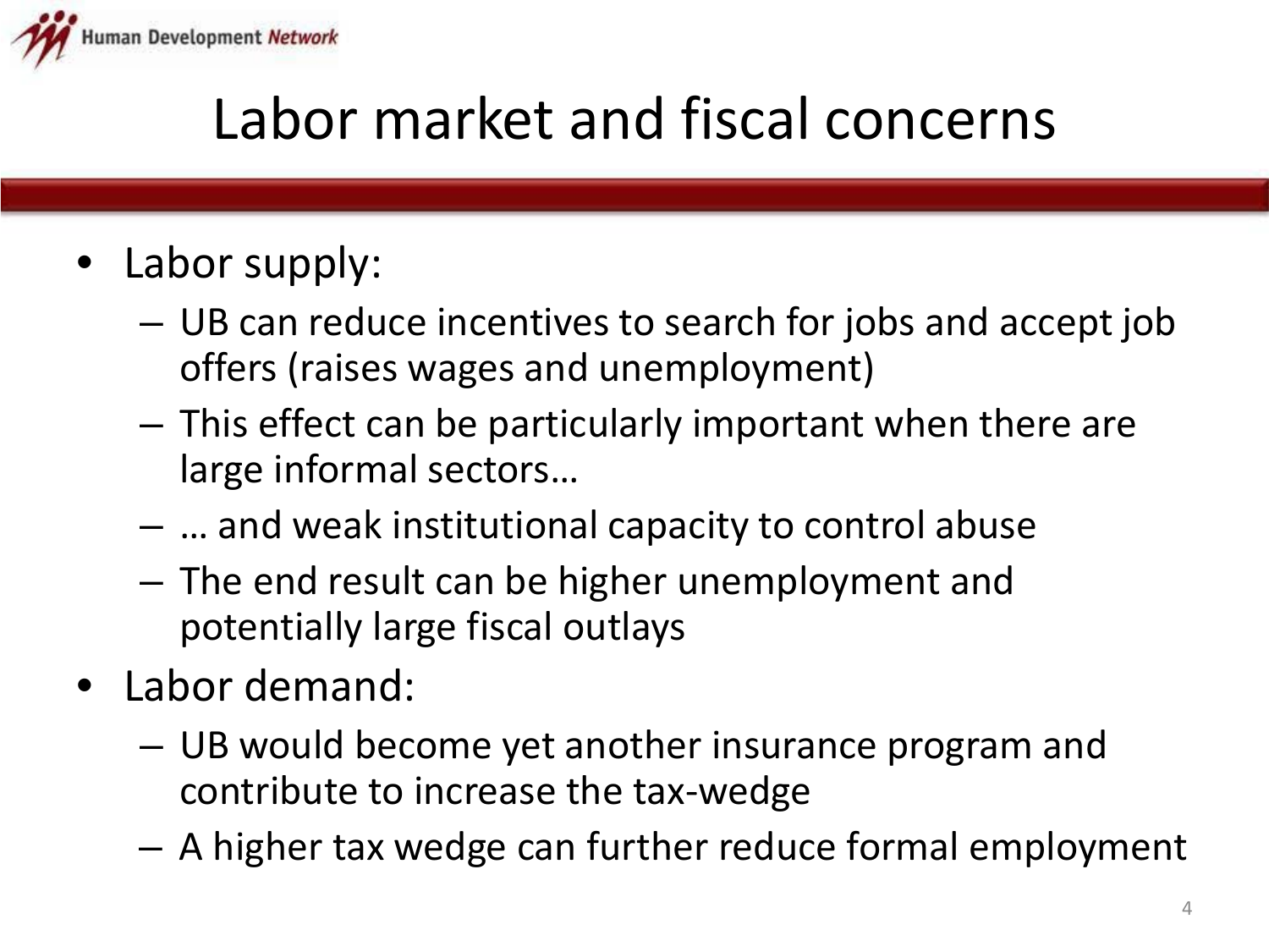# Labor market and fiscal concerns

- Labor supply:
  - UB can reduce incentives to search for jobs and accept job offers (raises wages and unemployment)
  - This effect can be particularly important when there are large informal sectors…
  - … and weak institutional capacity to control abuse
  - The end result can be higher unemployment and potentially large fiscal outlays
- Labor demand:
  - UB would become yet another insurance program and contribute to increase the tax-wedge
  - A higher tax wedge can further reduce formal employment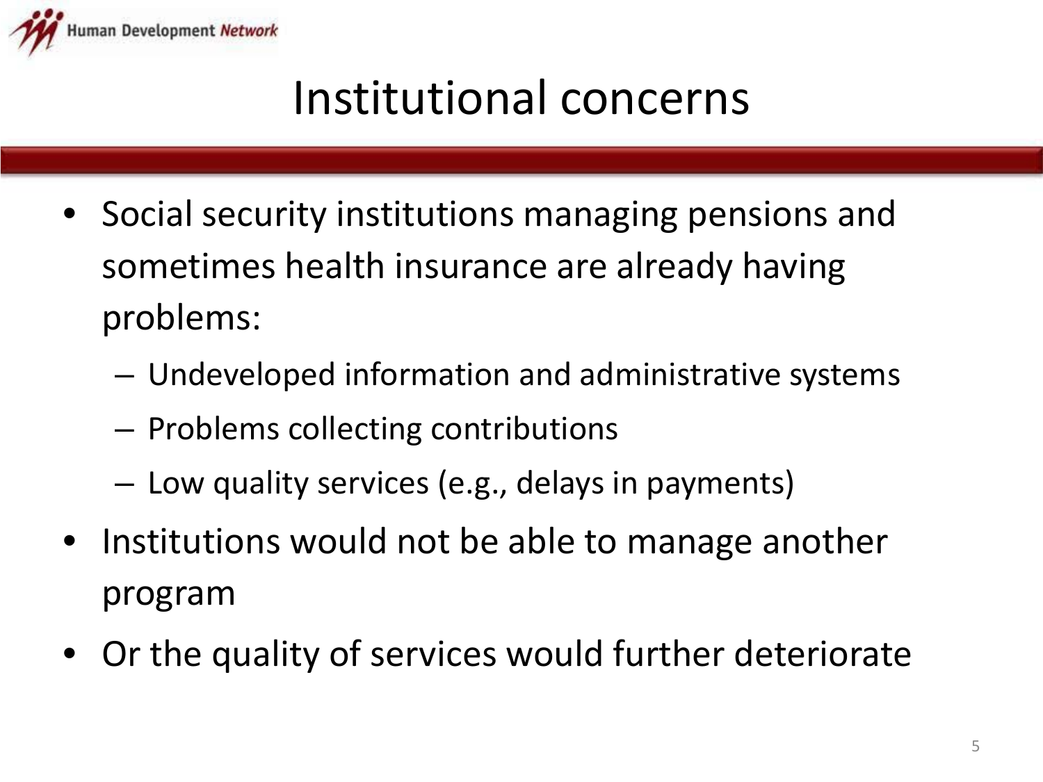# Institutional concerns

- Social security institutions managing pensions and sometimes health insurance are already having problems:
  - Undeveloped information and administrative systems
  - Problems collecting contributions
  - Low quality services (e.g., delays in payments)
- Institutions would not be able to manage another program
- Or the quality of services would further deteriorate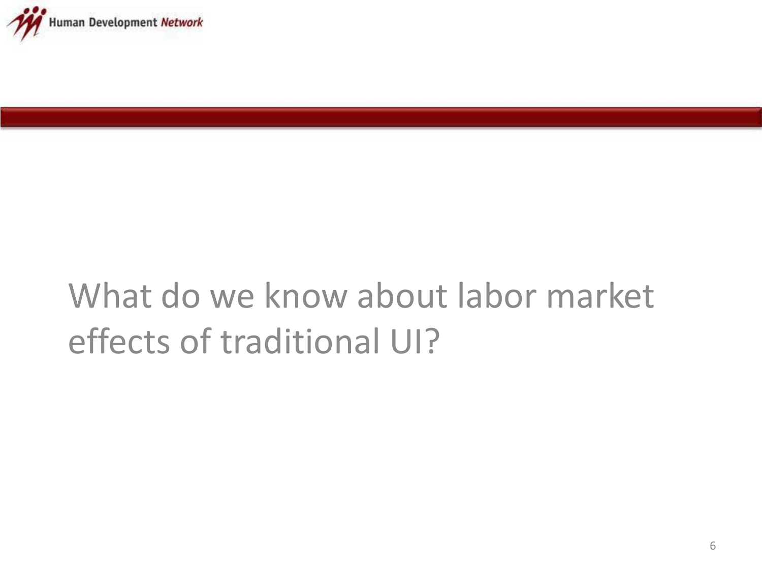# What do we know about labor market effects of traditional UI?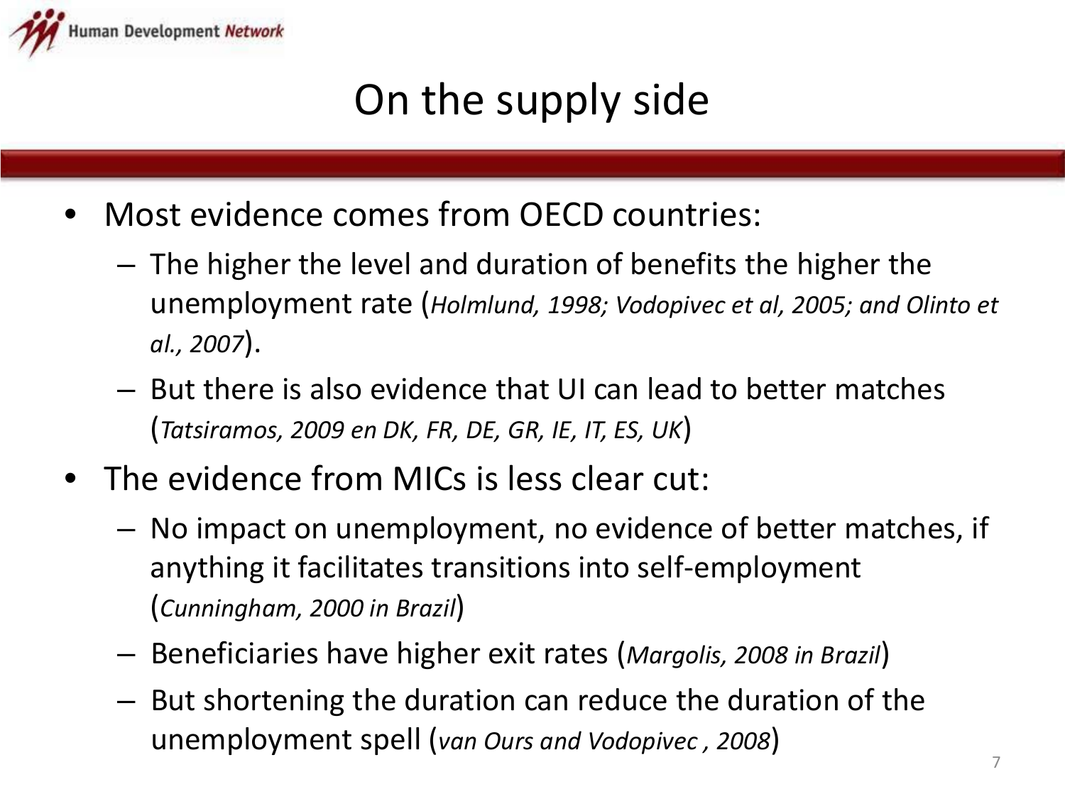# On the supply side

- Most evidence comes from OECD countries:
  - The higher the level and duration of benefits the higher the unemployment rate (*Holmlund, 1998; Vodopivec et al, 2005; and Olinto et al., 2007*).
  - But there is also evidence that UI can lead to better matches (*Tatsiramos, 2009 en DK, FR, DE, GR, IE, IT, ES, UK*)
- The evidence from MICs is less clear cut:
  - No impact on unemployment, no evidence of better matches, if anything it facilitates transitions into self-employment (*Cunningham, 2000 in Brazil*)
  - Beneficiaries have higher exit rates (*Margolis, 2008 in Brazil*)
  - But shortening the duration can reduce the duration of the unemployment spell (*van Ours and Vodopivec , 2008*)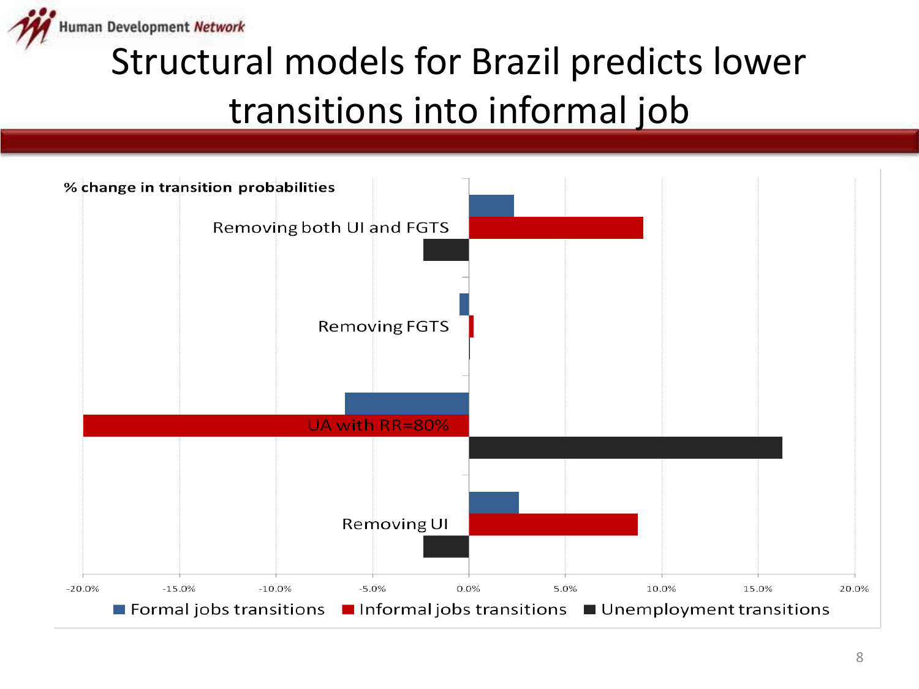# Structural models for Brazil predicts lower transitions into informal job

% change in transition probabilities

| | Formal jobs transitions | Informal jobs transitions | Unemployment transitions |
|---|---|---|---|
| Removing both UI and FGTS | | | |
| Removing FGTS | | | |
| UA with RR=80% | | | |
| Removing UI | | | |

-20.0% -15.0% -10.0% -5.0% 0.0% 5.0% 10.0% 15.0% 20.0%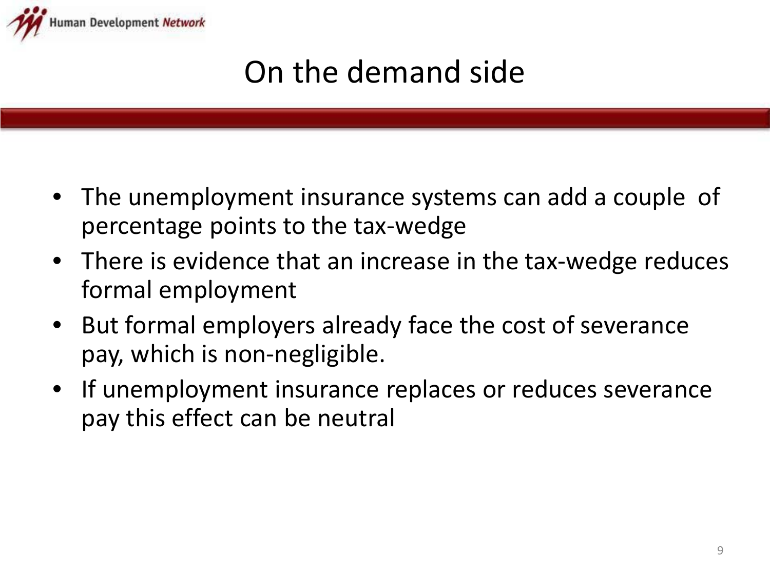# On the demand side

- The unemployment insurance systems can add a couple of percentage points to the tax-wedge
- There is evidence that an increase in the tax-wedge reduces formal employment
- But formal employers already face the cost of severance pay, which is non-negligible.
- If unemployment insurance replaces or reduces severance pay this effect can be neutral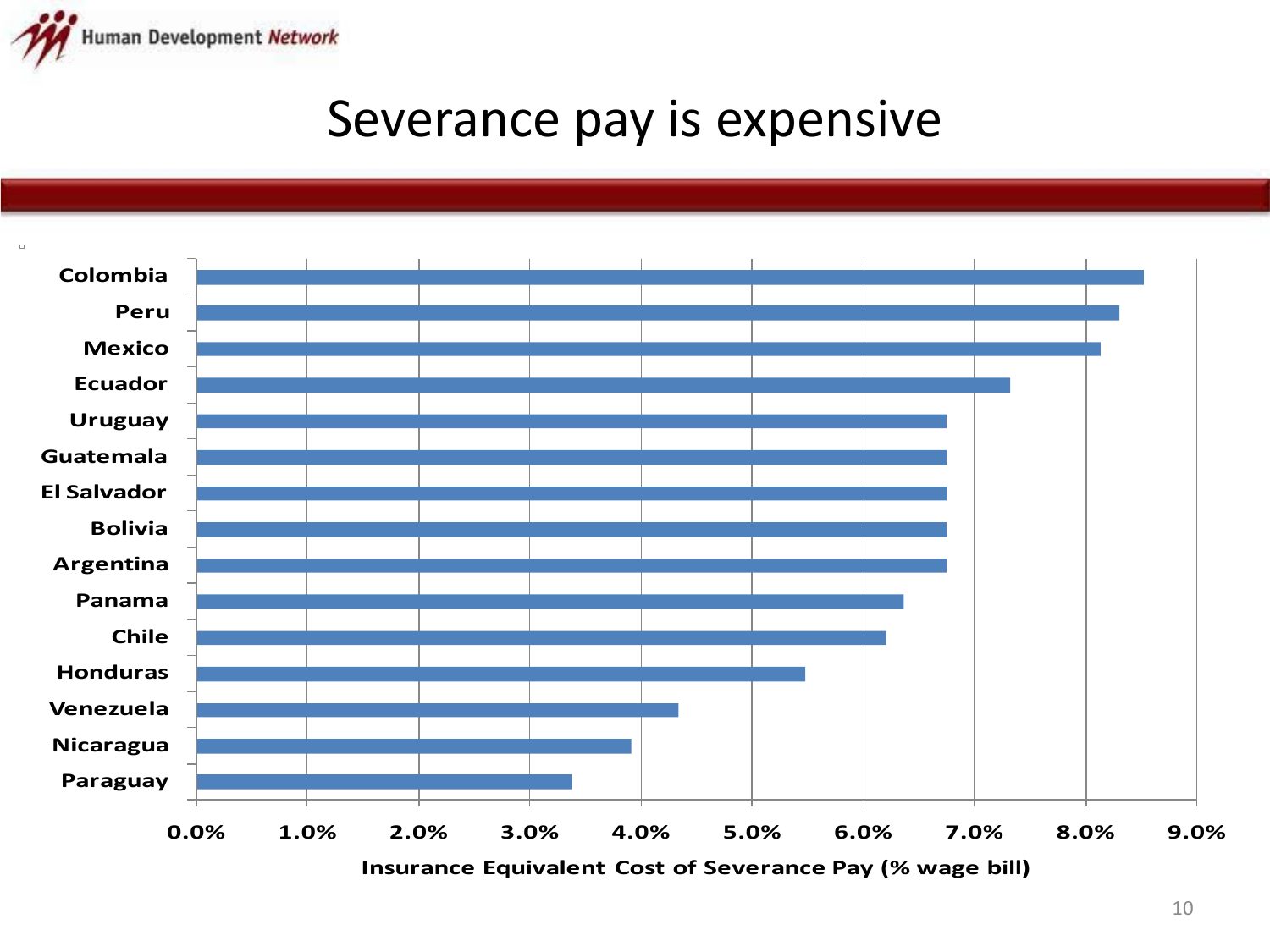# Severance pay is expensive

| Country | Insurance Equivalent Cost of Severance Pay (% wage bill) |
|---|---|
| Colombia | ~8.5% |
| Peru | ~8.3% |
| Mexico | ~8.1% |
| Ecuador | ~7.3% |
| Uruguay | ~6.7% |
| Guatemala | ~6.7% |
| El Salvador | ~6.7% |
| Bolivia | ~6.7% |
| Argentina | ~6.7% |
| Panama | ~6.4% |
| Chile | ~6.2% |
| Honduras | ~5.5% |
| Venezuela | ~4.3% |
| Nicaragua | ~3.9% |
| Paraguay | ~3.4% |

Insurance Equivalent Cost of Severance Pay (% wage bill)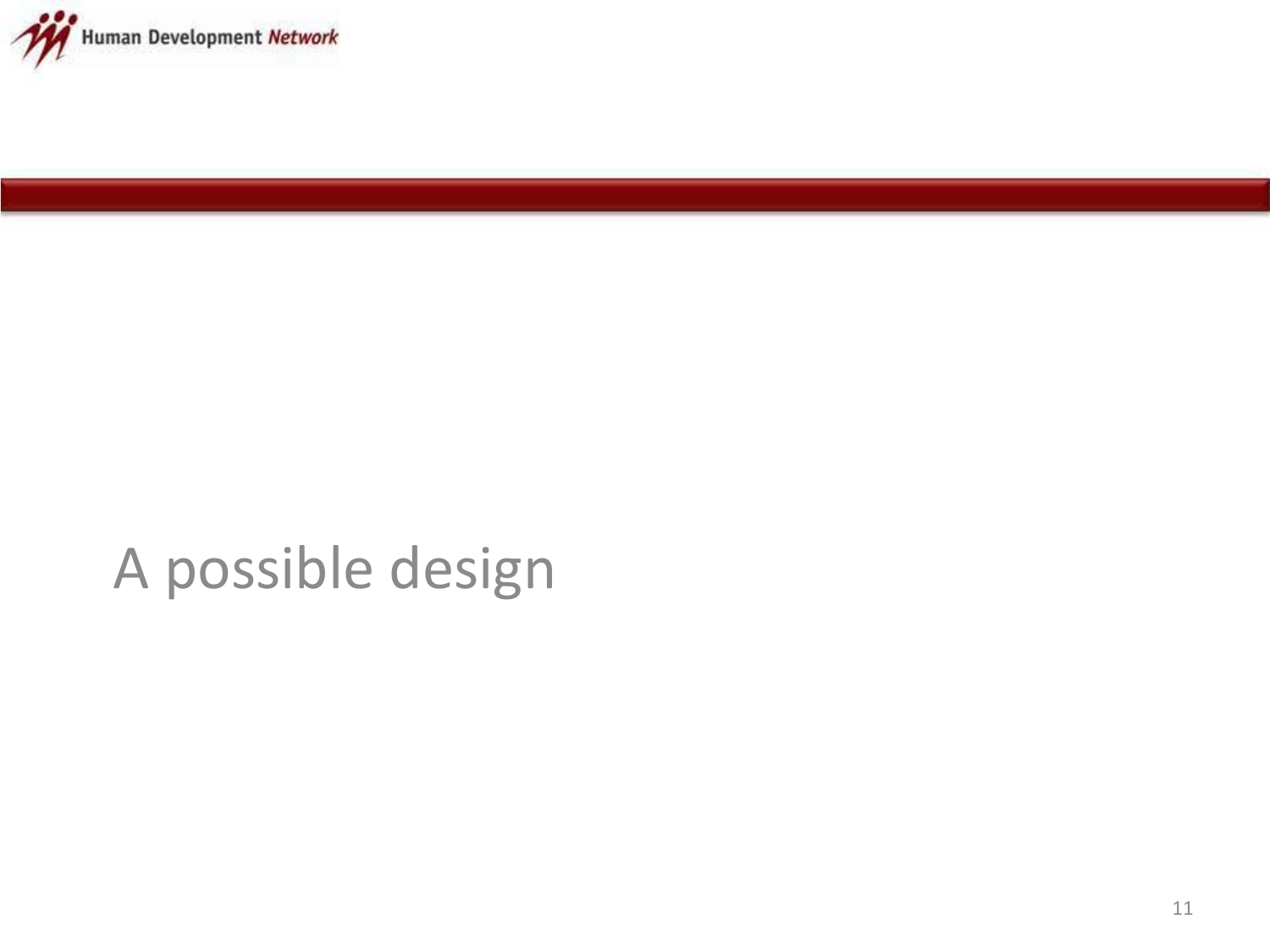# A possible design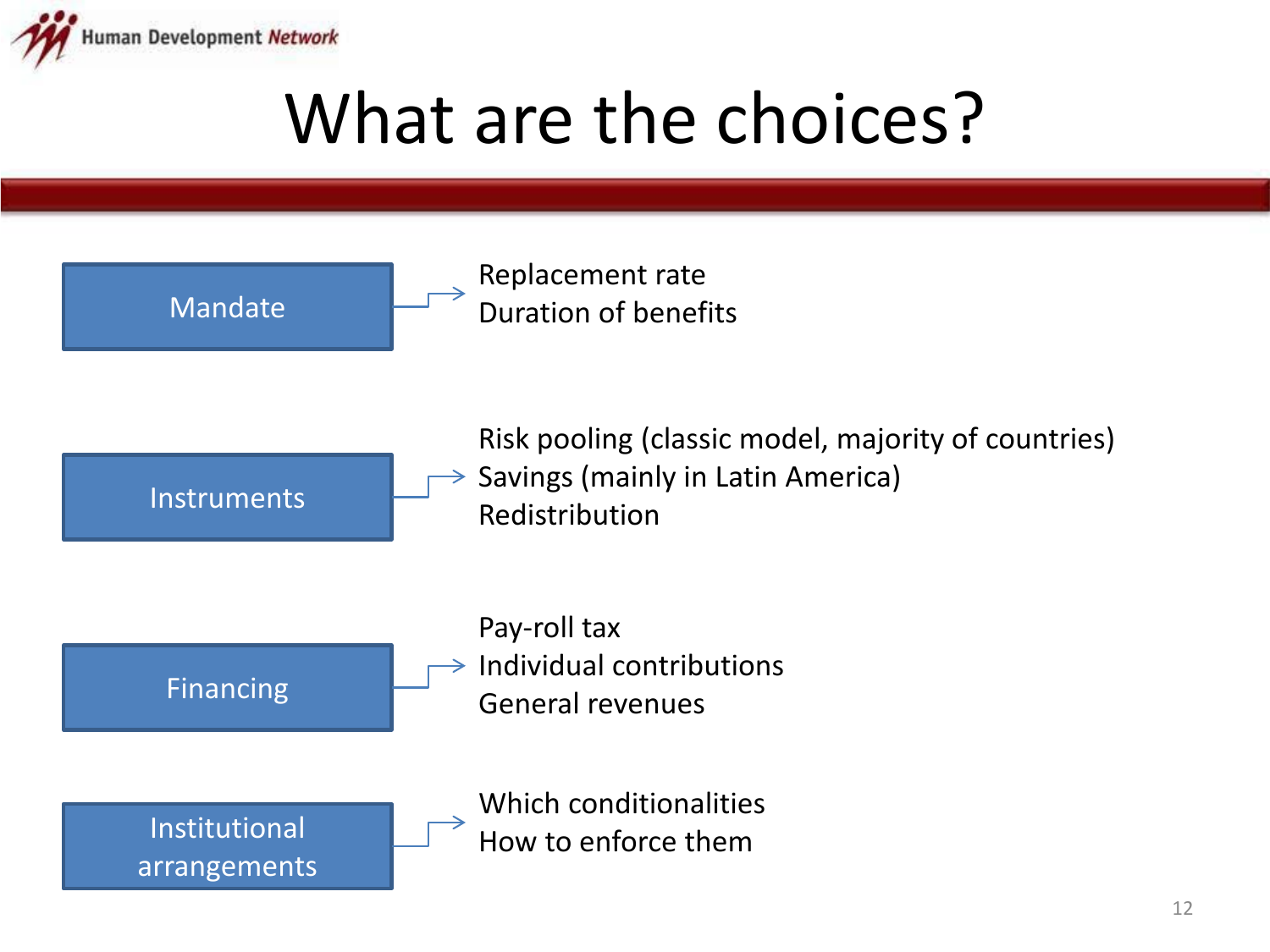# What are the choices?

**Mandate**
- Replacement rate
- Duration of benefits

**Instruments**
- Risk pooling (classic model, majority of countries)
- Savings (mainly in Latin America)
- Redistribution

**Financing**
- Pay-roll tax
- Individual contributions
- General revenues

**Institutional arrangements**
- Which conditionalities
- How to enforce them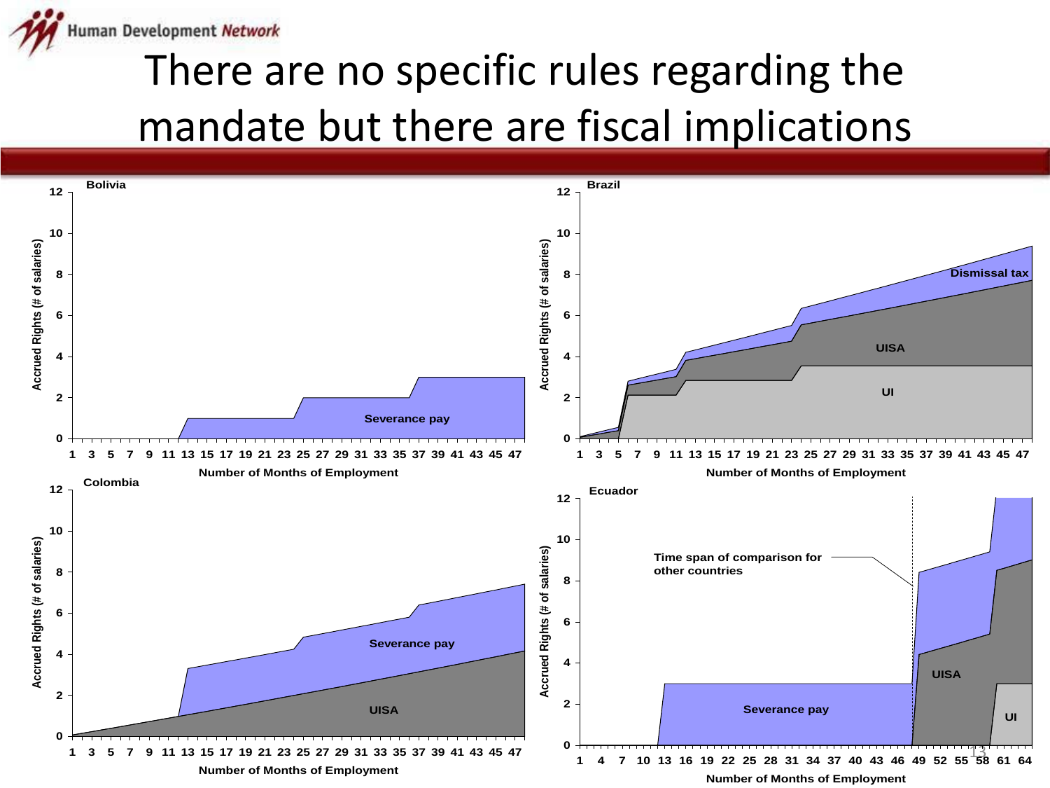# There are no specific rules regarding the mandate but there are fiscal implications

**Bolivia**

Accrued Rights (# of salaries) vs. Number of Months of Employment (1–47)

- Severance pay

**Brazil**

Accrued Rights (# of salaries) vs. Number of Months of Employment (1–47)

- Dismissal tax
- UISA
- UI

**Colombia**

Accrued Rights (# of salaries) vs. Number of Months of Employment (1–47)

- Severance pay
- UISA

**Ecuador**

Accrued Rights (# of salaries) vs. Number of Months of Employment (1–64)

- Time span of comparison for other countries
- Severance pay
- UISA
- UI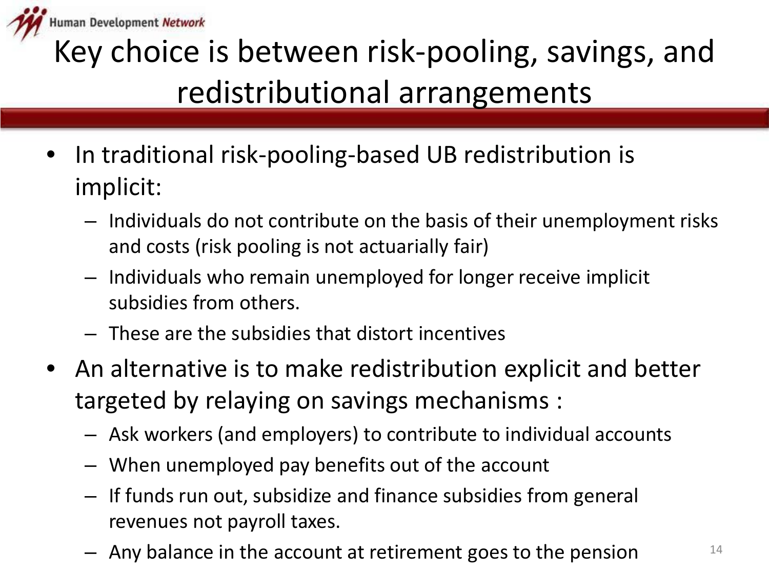# Key choice is between risk-pooling, savings, and redistributional arrangements

- In traditional risk-pooling-based UB redistribution is implicit:
  - Individuals do not contribute on the basis of their unemployment risks and costs (risk pooling is not actuarially fair)
  - Individuals who remain unemployed for longer receive implicit subsidies from others.
  - These are the subsidies that distort incentives
- An alternative is to make redistribution explicit and better targeted by relaying on savings mechanisms :
  - Ask workers (and employers) to contribute to individual accounts
  - When unemployed pay benefits out of the account
  - If funds run out, subsidize and finance subsidies from general revenues not payroll taxes.
  - Any balance in the account at retirement goes to the pension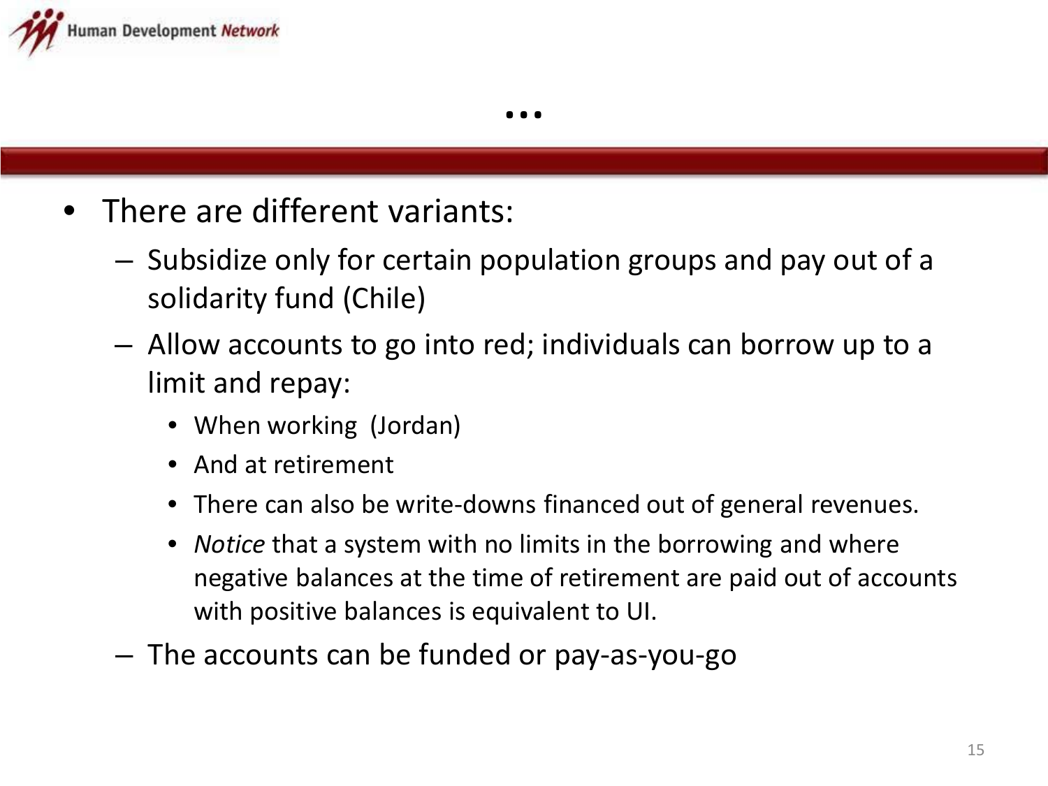# …

- There are different variants:
  - Subsidize only for certain population groups and pay out of a solidarity fund (Chile)
  - Allow accounts to go into red; individuals can borrow up to a limit and repay:
    - When working (Jordan)
    - And at retirement
    - There can also be write-downs financed out of general revenues.
    - *Notice* that a system with no limits in the borrowing and where negative balances at the time of retirement are paid out of accounts with positive balances is equivalent to UI.
  - The accounts can be funded or pay-as-you-go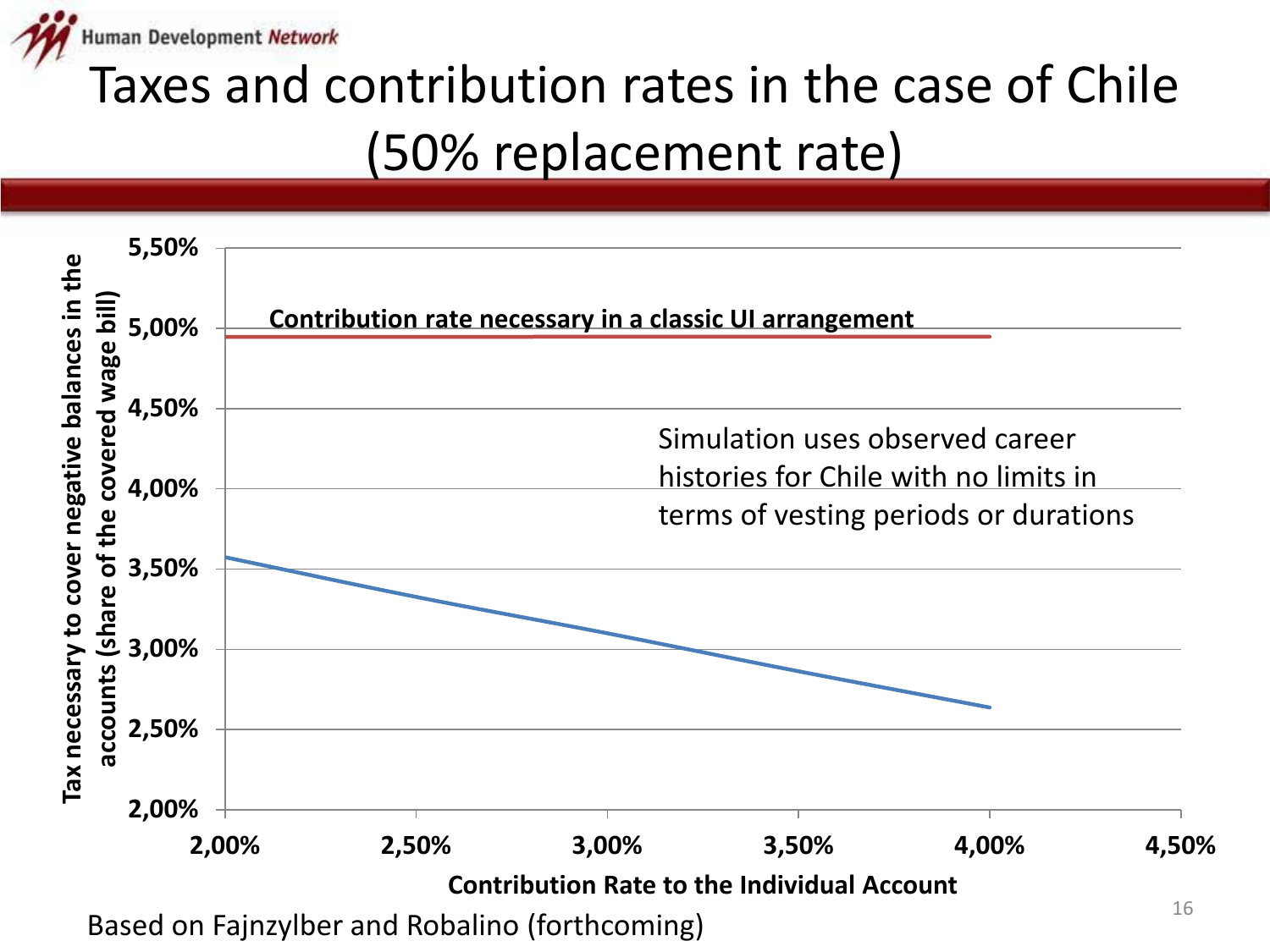# Taxes and contribution rates in the case of Chile (50% replacement rate)

Contribution rate necessary in a classic UI arrangement

Simulation uses observed career histories for Chile with no limits in terms of vesting periods or durations

Y-axis: Tax necessary to cover negative balances in the accounts (share of the covered wage bill) — 2,00% to 5,50%

X-axis: Contribution Rate to the Individual Account — 2,00% to 4,50%

Based on Fajnzylber and Robalino (forthcoming)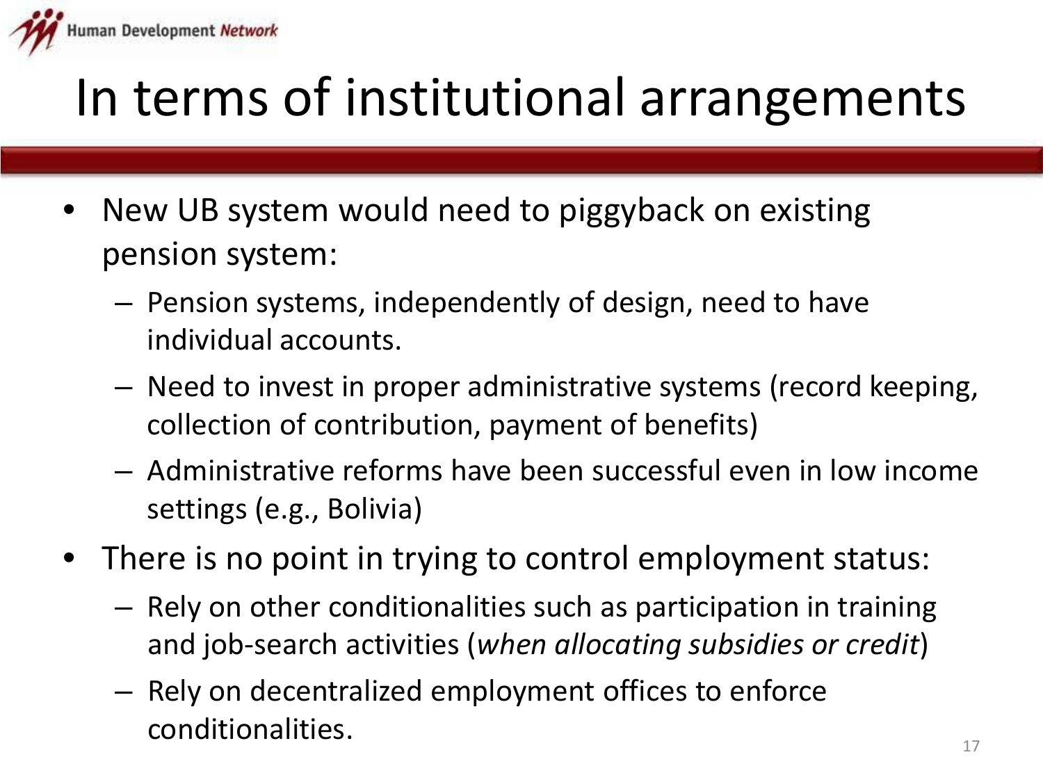# In terms of institutional arrangements

- New UB system would need to piggyback on existing pension system:
  - Pension systems, independently of design, need to have individual accounts.
  - Need to invest in proper administrative systems (record keeping, collection of contribution, payment of benefits)
  - Administrative reforms have been successful even in low income settings (e.g., Bolivia)
- There is no point in trying to control employment status:
  - Rely on other conditionalities such as participation in training and job-search activities (*when allocating subsidies or credit*)
  - Rely on decentralized employment offices to enforce conditionalities.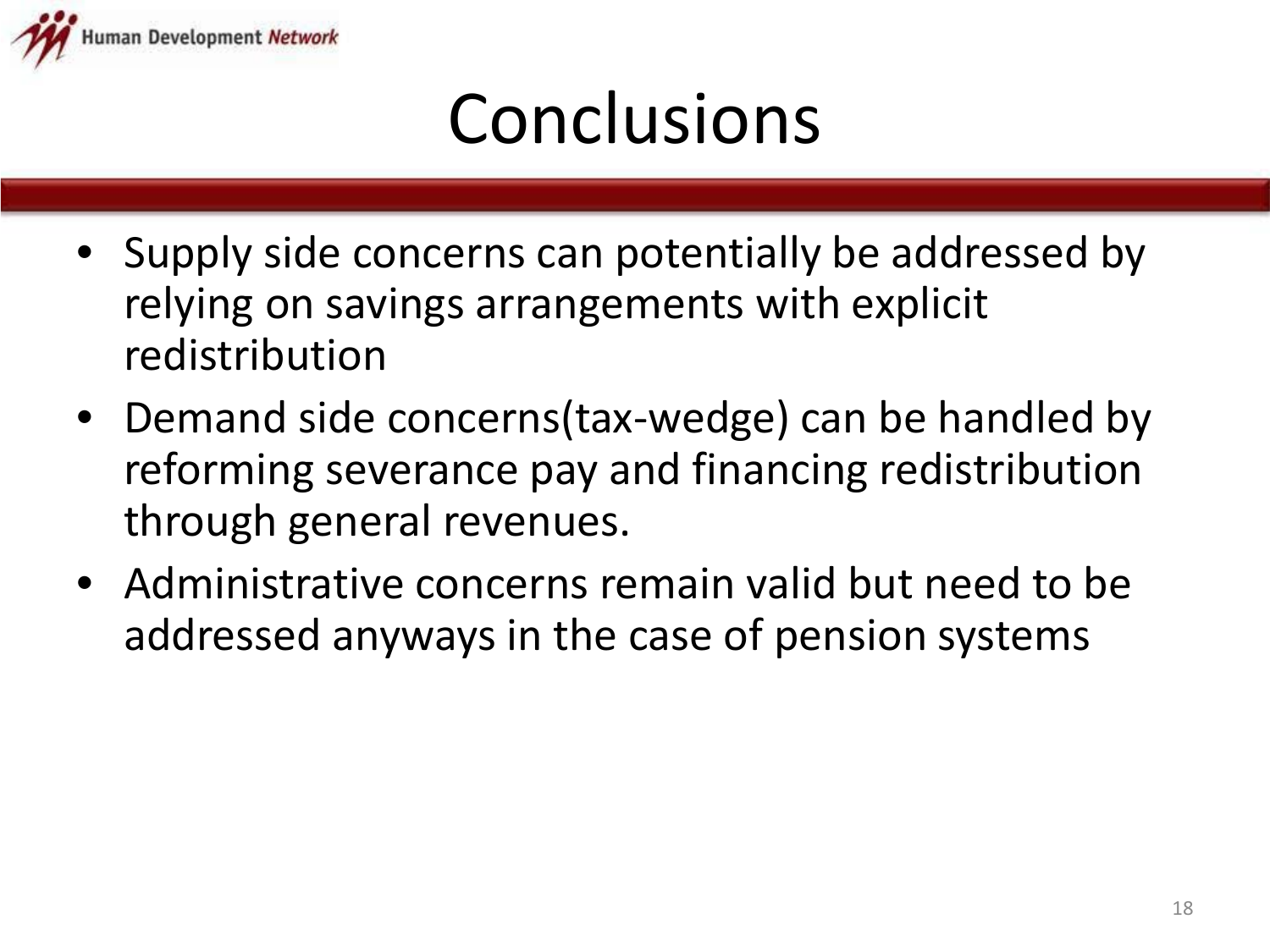# Conclusions

- Supply side concerns can potentially be addressed by relying on savings arrangements with explicit redistribution
- Demand side concerns(tax-wedge) can be handled by reforming severance pay and financing redistribution through general revenues.
- Administrative concerns remain valid but need to be addressed anyways in the case of pension systems